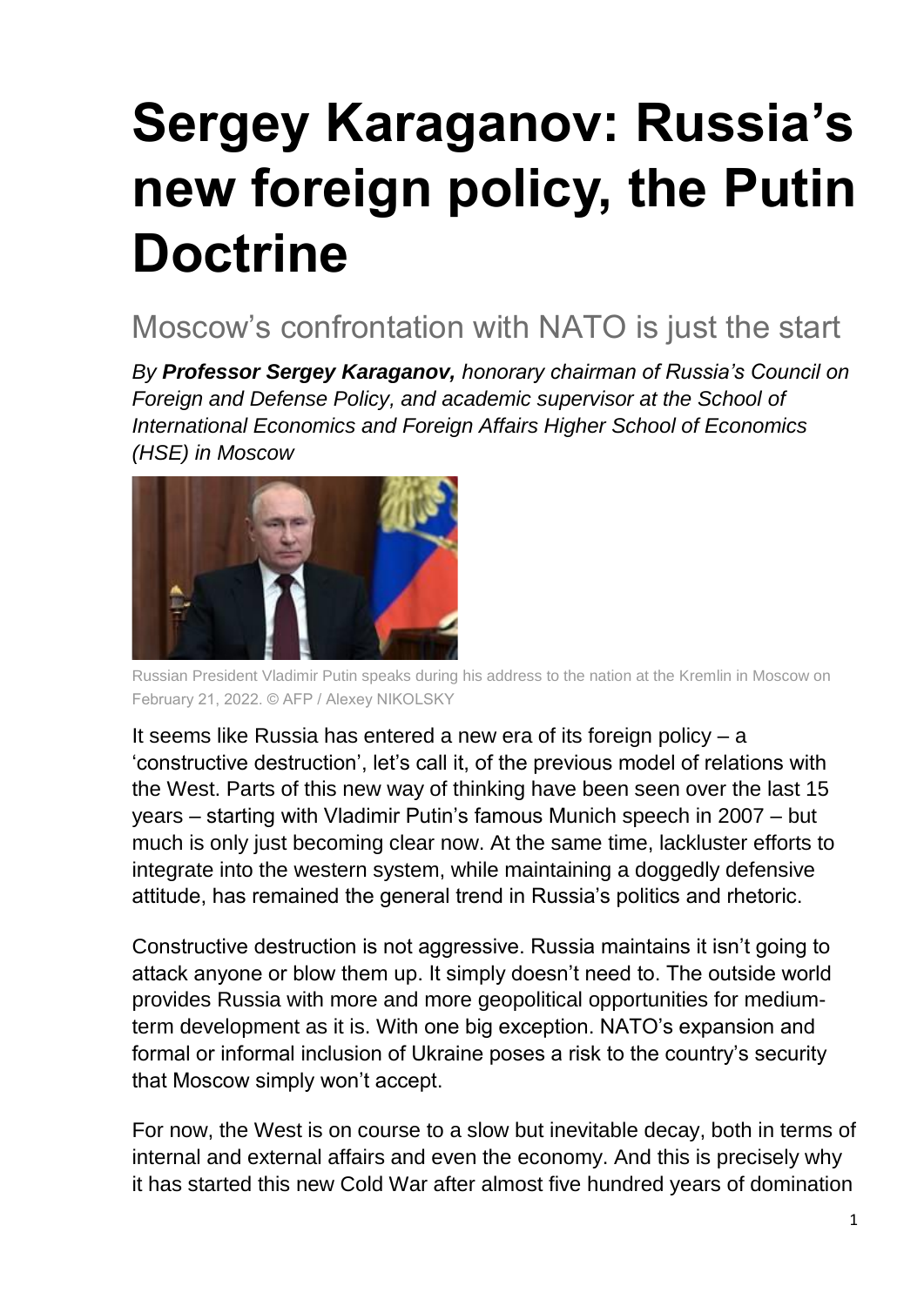# Sergey Karaganov: Russia's new foreign policy, the Putin Doctrine

## Moscow's confrontation with NATO is just the start

*By **Professor Sergey Karaganov,** honorary chairman of Russia's Council on Foreign and Defense Policy, and academic supervisor at the School of International Economics and Foreign Affairs Higher School of Economics (HSE) in Moscow*

Russian President Vladimir Putin speaks during his address to the nation at the Kremlin in Moscow on February 21, 2022. © AFP / Alexey NIKOLSKY

It seems like Russia has entered a new era of its foreign policy – a 'constructive destruction', let's call it, of the previous model of relations with the West. Parts of this new way of thinking have been seen over the last 15 years – starting with Vladimir Putin's famous Munich speech in 2007 – but much is only just becoming clear now. At the same time, lackluster efforts to integrate into the western system, while maintaining a doggedly defensive attitude, has remained the general trend in Russia's politics and rhetoric.

Constructive destruction is not aggressive. Russia maintains it isn't going to attack anyone or blow them up. It simply doesn't need to. The outside world provides Russia with more and more geopolitical opportunities for medium-term development as it is. With one big exception. NATO's expansion and formal or informal inclusion of Ukraine poses a risk to the country's security that Moscow simply won't accept.

For now, the West is on course to a slow but inevitable decay, both in terms of internal and external affairs and even the economy. And this is precisely why it has started this new Cold War after almost five hundred years of domination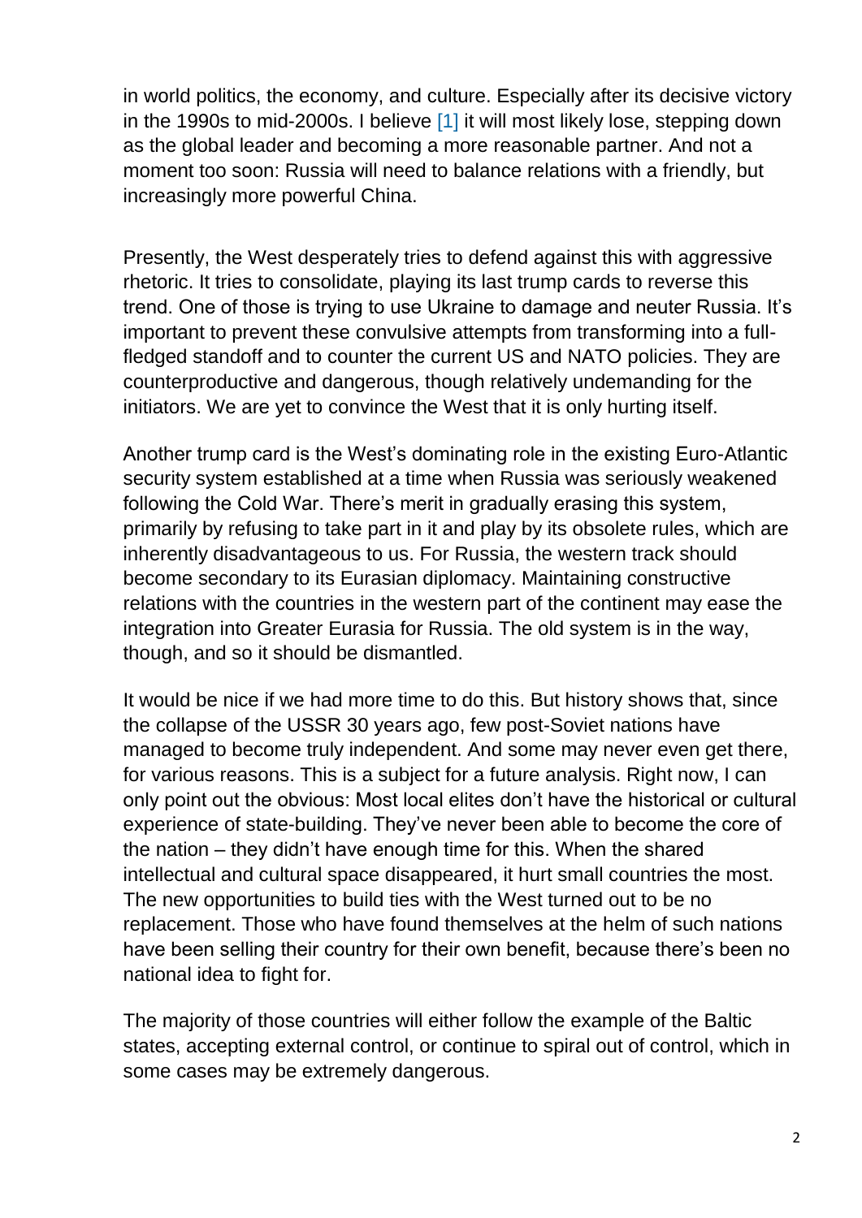in world politics, the economy, and culture. Especially after its decisive victory in the 1990s to mid-2000s. I believe [1] it will most likely lose, stepping down as the global leader and becoming a more reasonable partner. And not a moment too soon: Russia will need to balance relations with a friendly, but increasingly more powerful China.

Presently, the West desperately tries to defend against this with aggressive rhetoric. It tries to consolidate, playing its last trump cards to reverse this trend. One of those is trying to use Ukraine to damage and neuter Russia. It's important to prevent these convulsive attempts from transforming into a full-fledged standoff and to counter the current US and NATO policies. They are counterproductive and dangerous, though relatively undemanding for the initiators. We are yet to convince the West that it is only hurting itself.

Another trump card is the West's dominating role in the existing Euro-Atlantic security system established at a time when Russia was seriously weakened following the Cold War. There's merit in gradually erasing this system, primarily by refusing to take part in it and play by its obsolete rules, which are inherently disadvantageous to us. For Russia, the western track should become secondary to its Eurasian diplomacy. Maintaining constructive relations with the countries in the western part of the continent may ease the integration into Greater Eurasia for Russia. The old system is in the way, though, and so it should be dismantled.

It would be nice if we had more time to do this. But history shows that, since the collapse of the USSR 30 years ago, few post-Soviet nations have managed to become truly independent. And some may never even get there, for various reasons. This is a subject for a future analysis. Right now, I can only point out the obvious: Most local elites don't have the historical or cultural experience of state-building. They've never been able to become the core of the nation – they didn't have enough time for this. When the shared intellectual and cultural space disappeared, it hurt small countries the most. The new opportunities to build ties with the West turned out to be no replacement. Those who have found themselves at the helm of such nations have been selling their country for their own benefit, because there's been no national idea to fight for.

The majority of those countries will either follow the example of the Baltic states, accepting external control, or continue to spiral out of control, which in some cases may be extremely dangerous.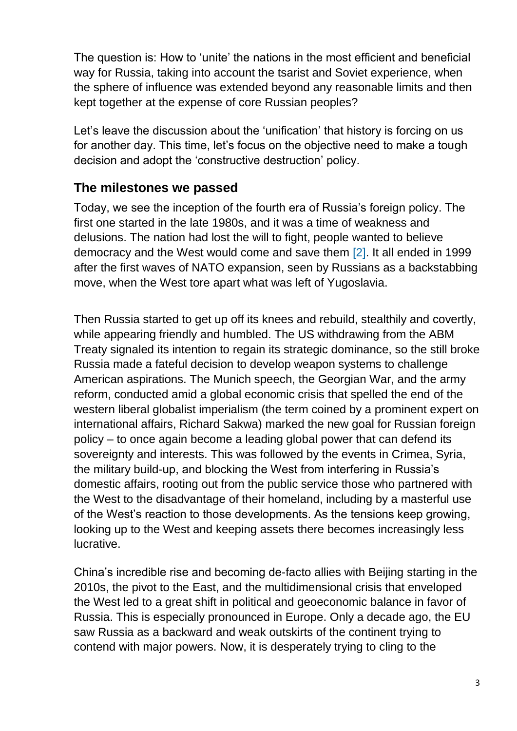The question is: How to 'unite' the nations in the most efficient and beneficial way for Russia, taking into account the tsarist and Soviet experience, when the sphere of influence was extended beyond any reasonable limits and then kept together at the expense of core Russian peoples?

Let's leave the discussion about the 'unification' that history is forcing on us for another day. This time, let's focus on the objective need to make a tough decision and adopt the 'constructive destruction' policy.

## The milestones we passed

Today, we see the inception of the fourth era of Russia's foreign policy. The first one started in the late 1980s, and it was a time of weakness and delusions. The nation had lost the will to fight, people wanted to believe democracy and the West would come and save them [2]. It all ended in 1999 after the first waves of NATO expansion, seen by Russians as a backstabbing move, when the West tore apart what was left of Yugoslavia.

Then Russia started to get up off its knees and rebuild, stealthily and covertly, while appearing friendly and humbled. The US withdrawing from the ABM Treaty signaled its intention to regain its strategic dominance, so the still broke Russia made a fateful decision to develop weapon systems to challenge American aspirations. The Munich speech, the Georgian War, and the army reform, conducted amid a global economic crisis that spelled the end of the western liberal globalist imperialism (the term coined by a prominent expert on international affairs, Richard Sakwa) marked the new goal for Russian foreign policy – to once again become a leading global power that can defend its sovereignty and interests. This was followed by the events in Crimea, Syria, the military build-up, and blocking the West from interfering in Russia's domestic affairs, rooting out from the public service those who partnered with the West to the disadvantage of their homeland, including by a masterful use of the West's reaction to those developments. As the tensions keep growing, looking up to the West and keeping assets there becomes increasingly less lucrative.

China's incredible rise and becoming de-facto allies with Beijing starting in the 2010s, the pivot to the East, and the multidimensional crisis that enveloped the West led to a great shift in political and geoeconomic balance in favor of Russia. This is especially pronounced in Europe. Only a decade ago, the EU saw Russia as a backward and weak outskirts of the continent trying to contend with major powers. Now, it is desperately trying to cling to the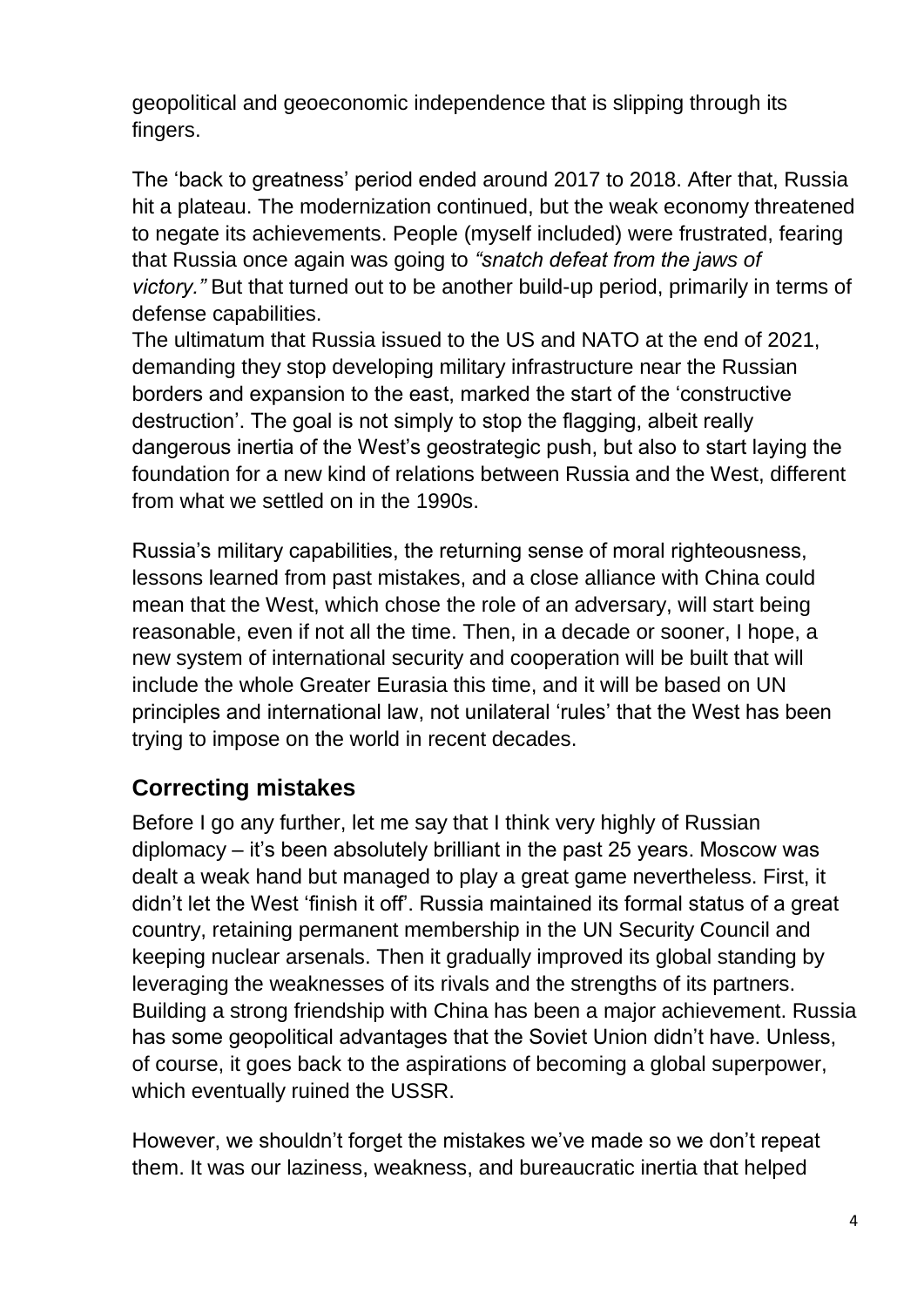geopolitical and geoeconomic independence that is slipping through its fingers.

The 'back to greatness' period ended around 2017 to 2018. After that, Russia hit a plateau. The modernization continued, but the weak economy threatened to negate its achievements. People (myself included) were frustrated, fearing that Russia once again was going to *"snatch defeat from the jaws of victory."* But that turned out to be another build-up period, primarily in terms of defense capabilities.

The ultimatum that Russia issued to the US and NATO at the end of 2021, demanding they stop developing military infrastructure near the Russian borders and expansion to the east, marked the start of the 'constructive destruction'. The goal is not simply to stop the flagging, albeit really dangerous inertia of the West's geostrategic push, but also to start laying the foundation for a new kind of relations between Russia and the West, different from what we settled on in the 1990s.

Russia's military capabilities, the returning sense of moral righteousness, lessons learned from past mistakes, and a close alliance with China could mean that the West, which chose the role of an adversary, will start being reasonable, even if not all the time. Then, in a decade or sooner, I hope, a new system of international security and cooperation will be built that will include the whole Greater Eurasia this time, and it will be based on UN principles and international law, not unilateral 'rules' that the West has been trying to impose on the world in recent decades.

## Correcting mistakes

Before I go any further, let me say that I think very highly of Russian diplomacy – it's been absolutely brilliant in the past 25 years. Moscow was dealt a weak hand but managed to play a great game nevertheless. First, it didn't let the West 'finish it off'. Russia maintained its formal status of a great country, retaining permanent membership in the UN Security Council and keeping nuclear arsenals. Then it gradually improved its global standing by leveraging the weaknesses of its rivals and the strengths of its partners. Building a strong friendship with China has been a major achievement. Russia has some geopolitical advantages that the Soviet Union didn't have. Unless, of course, it goes back to the aspirations of becoming a global superpower, which eventually ruined the USSR.

However, we shouldn't forget the mistakes we've made so we don't repeat them. It was our laziness, weakness, and bureaucratic inertia that helped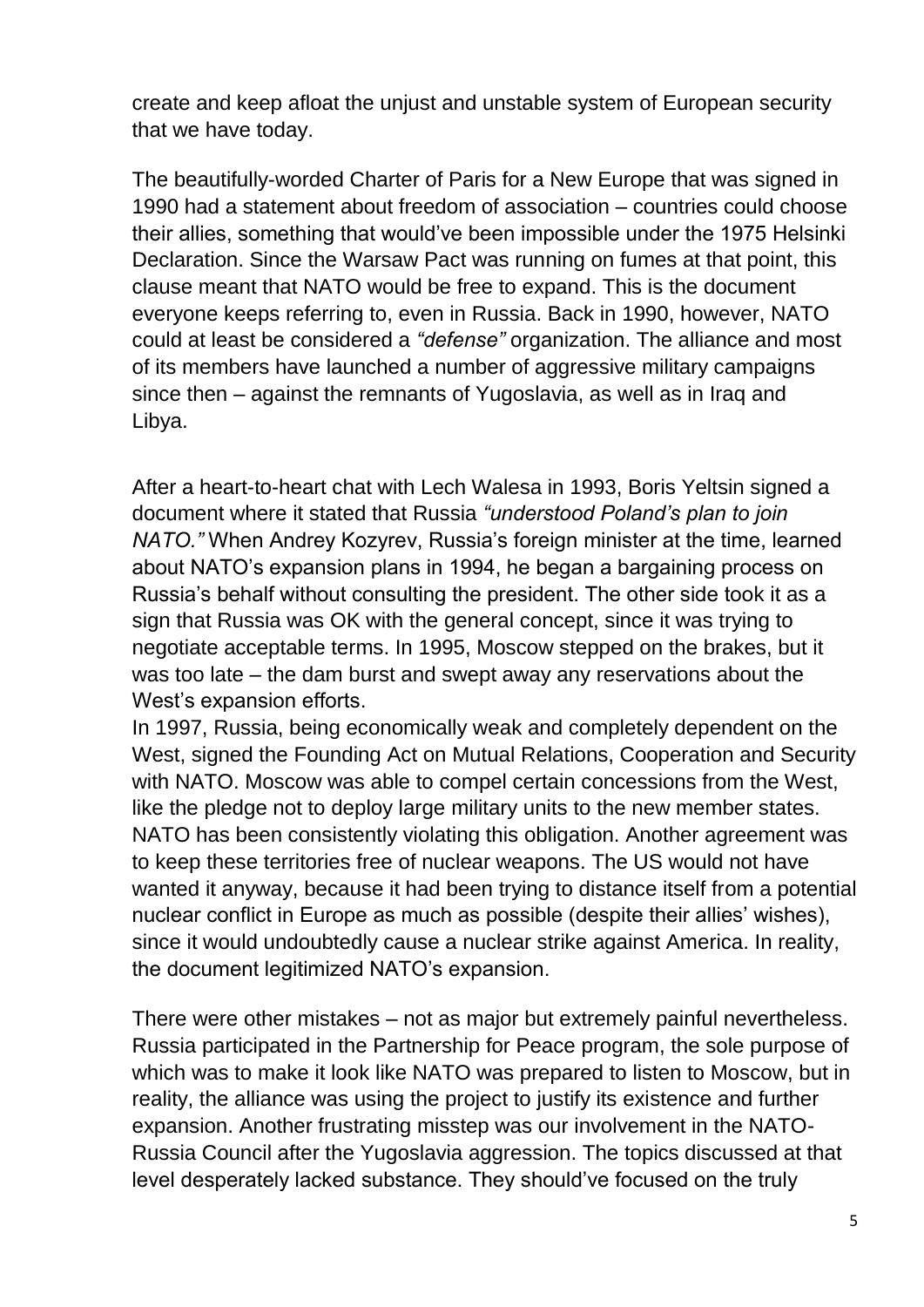create and keep afloat the unjust and unstable system of European security that we have today.

The beautifully-worded Charter of Paris for a New Europe that was signed in 1990 had a statement about freedom of association – countries could choose their allies, something that would've been impossible under the 1975 Helsinki Declaration. Since the Warsaw Pact was running on fumes at that point, this clause meant that NATO would be free to expand. This is the document everyone keeps referring to, even in Russia. Back in 1990, however, NATO could at least be considered a *"defense"* organization. The alliance and most of its members have launched a number of aggressive military campaigns since then – against the remnants of Yugoslavia, as well as in Iraq and Libya.

After a heart-to-heart chat with Lech Walesa in 1993, Boris Yeltsin signed a document where it stated that Russia *"understood Poland's plan to join NATO."* When Andrey Kozyrev, Russia's foreign minister at the time, learned about NATO's expansion plans in 1994, he began a bargaining process on Russia's behalf without consulting the president. The other side took it as a sign that Russia was OK with the general concept, since it was trying to negotiate acceptable terms. In 1995, Moscow stepped on the brakes, but it was too late – the dam burst and swept away any reservations about the West's expansion efforts.

In 1997, Russia, being economically weak and completely dependent on the West, signed the Founding Act on Mutual Relations, Cooperation and Security with NATO. Moscow was able to compel certain concessions from the West, like the pledge not to deploy large military units to the new member states. NATO has been consistently violating this obligation. Another agreement was to keep these territories free of nuclear weapons. The US would not have wanted it anyway, because it had been trying to distance itself from a potential nuclear conflict in Europe as much as possible (despite their allies' wishes), since it would undoubtedly cause a nuclear strike against America. In reality, the document legitimized NATO's expansion.

There were other mistakes – not as major but extremely painful nevertheless. Russia participated in the Partnership for Peace program, the sole purpose of which was to make it look like NATO was prepared to listen to Moscow, but in reality, the alliance was using the project to justify its existence and further expansion. Another frustrating misstep was our involvement in the NATO-Russia Council after the Yugoslavia aggression. The topics discussed at that level desperately lacked substance. They should've focused on the truly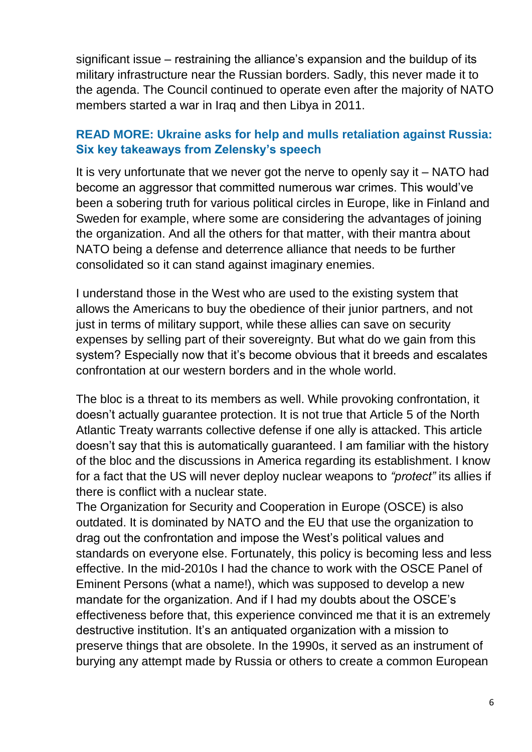significant issue – restraining the alliance's expansion and the buildup of its military infrastructure near the Russian borders. Sadly, this never made it to the agenda. The Council continued to operate even after the majority of NATO members started a war in Iraq and then Libya in 2011.

**READ MORE: Ukraine asks for help and mulls retaliation against Russia: Six key takeaways from Zelensky's speech**

It is very unfortunate that we never got the nerve to openly say it – NATO had become an aggressor that committed numerous war crimes. This would've been a sobering truth for various political circles in Europe, like in Finland and Sweden for example, where some are considering the advantages of joining the organization. And all the others for that matter, with their mantra about NATO being a defense and deterrence alliance that needs to be further consolidated so it can stand against imaginary enemies.

I understand those in the West who are used to the existing system that allows the Americans to buy the obedience of their junior partners, and not just in terms of military support, while these allies can save on security expenses by selling part of their sovereignty. But what do we gain from this system? Especially now that it's become obvious that it breeds and escalates confrontation at our western borders and in the whole world.

The bloc is a threat to its members as well. While provoking confrontation, it doesn't actually guarantee protection. It is not true that Article 5 of the North Atlantic Treaty warrants collective defense if one ally is attacked. This article doesn't say that this is automatically guaranteed. I am familiar with the history of the bloc and the discussions in America regarding its establishment. I know for a fact that the US will never deploy nuclear weapons to *"protect"* its allies if there is conflict with a nuclear state.

The Organization for Security and Cooperation in Europe (OSCE) is also outdated. It is dominated by NATO and the EU that use the organization to drag out the confrontation and impose the West's political values and standards on everyone else. Fortunately, this policy is becoming less and less effective. In the mid-2010s I had the chance to work with the OSCE Panel of Eminent Persons (what a name!), which was supposed to develop a new mandate for the organization. And if I had my doubts about the OSCE's effectiveness before that, this experience convinced me that it is an extremely destructive institution. It's an antiquated organization with a mission to preserve things that are obsolete. In the 1990s, it served as an instrument of burying any attempt made by Russia or others to create a common European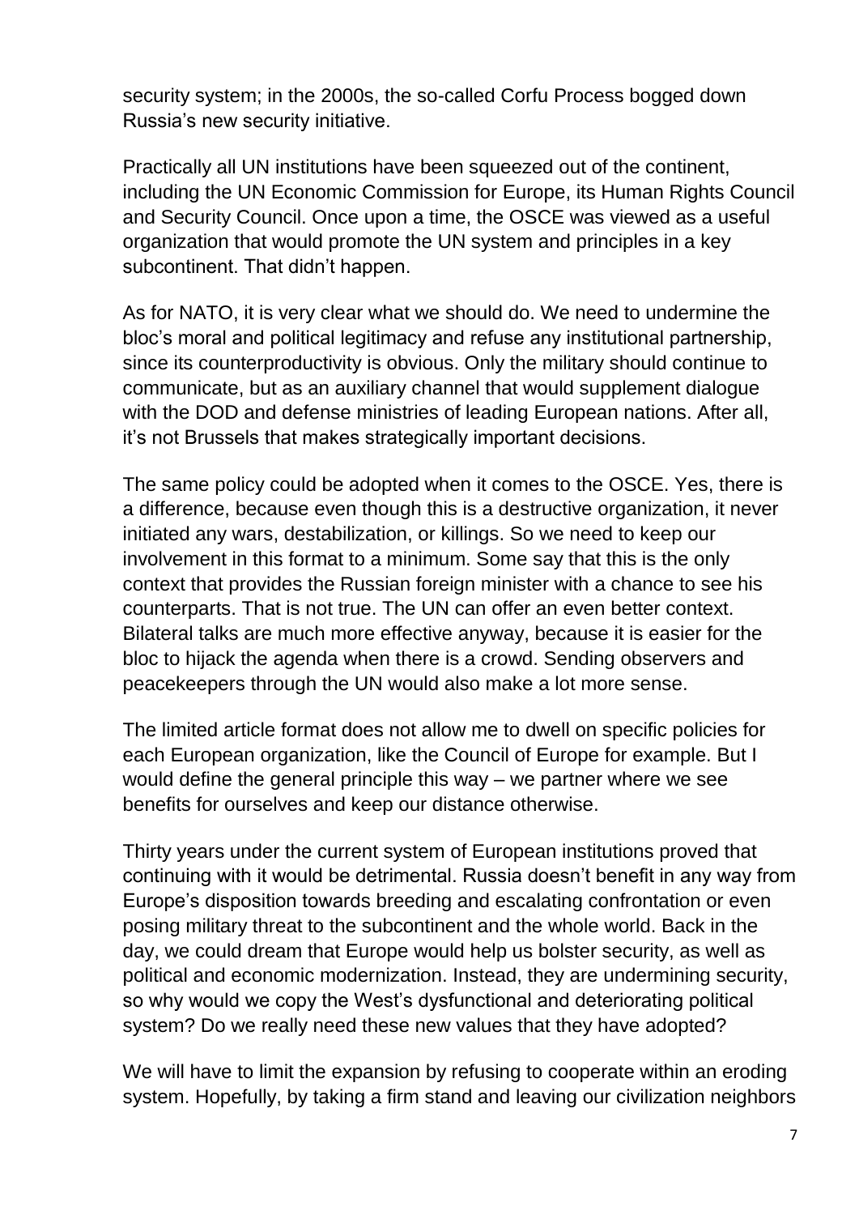security system; in the 2000s, the so-called Corfu Process bogged down Russia's new security initiative.

Practically all UN institutions have been squeezed out of the continent, including the UN Economic Commission for Europe, its Human Rights Council and Security Council. Once upon a time, the OSCE was viewed as a useful organization that would promote the UN system and principles in a key subcontinent. That didn't happen.

As for NATO, it is very clear what we should do. We need to undermine the bloc's moral and political legitimacy and refuse any institutional partnership, since its counterproductivity is obvious. Only the military should continue to communicate, but as an auxiliary channel that would supplement dialogue with the DOD and defense ministries of leading European nations. After all, it's not Brussels that makes strategically important decisions.

The same policy could be adopted when it comes to the OSCE. Yes, there is a difference, because even though this is a destructive organization, it never initiated any wars, destabilization, or killings. So we need to keep our involvement in this format to a minimum. Some say that this is the only context that provides the Russian foreign minister with a chance to see his counterparts. That is not true. The UN can offer an even better context. Bilateral talks are much more effective anyway, because it is easier for the bloc to hijack the agenda when there is a crowd. Sending observers and peacekeepers through the UN would also make a lot more sense.

The limited article format does not allow me to dwell on specific policies for each European organization, like the Council of Europe for example. But I would define the general principle this way – we partner where we see benefits for ourselves and keep our distance otherwise.

Thirty years under the current system of European institutions proved that continuing with it would be detrimental. Russia doesn't benefit in any way from Europe's disposition towards breeding and escalating confrontation or even posing military threat to the subcontinent and the whole world. Back in the day, we could dream that Europe would help us bolster security, as well as political and economic modernization. Instead, they are undermining security, so why would we copy the West's dysfunctional and deteriorating political system? Do we really need these new values that they have adopted?

We will have to limit the expansion by refusing to cooperate within an eroding system. Hopefully, by taking a firm stand and leaving our civilization neighbors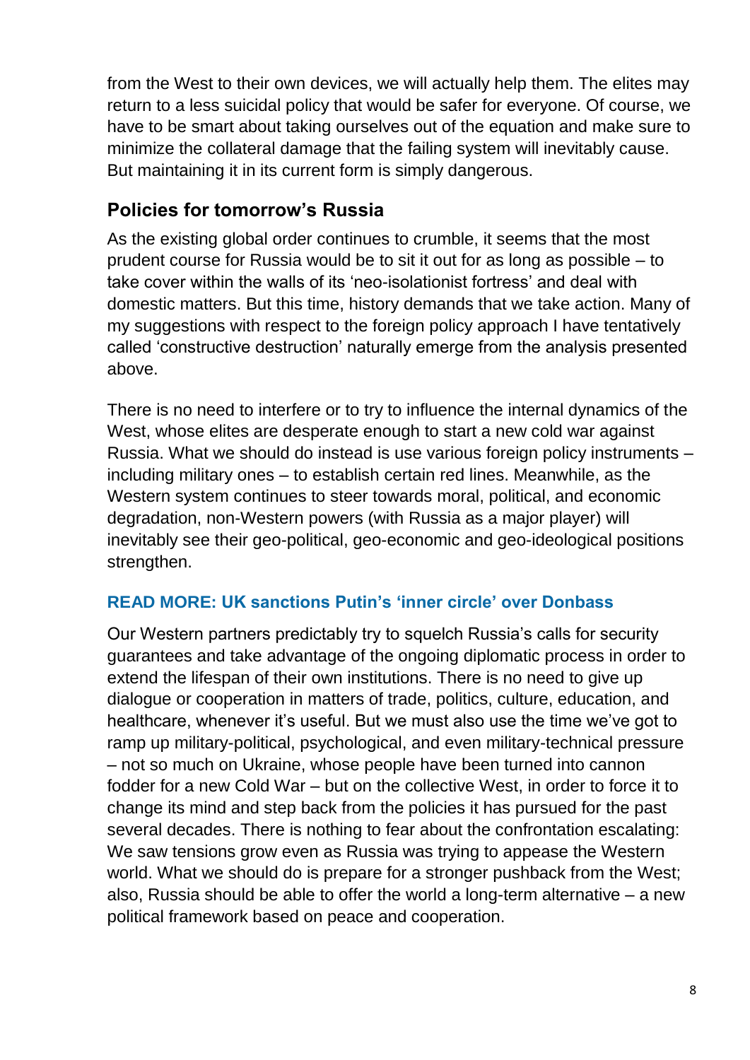from the West to their own devices, we will actually help them. The elites may return to a less suicidal policy that would be safer for everyone. Of course, we have to be smart about taking ourselves out of the equation and make sure to minimize the collateral damage that the failing system will inevitably cause. But maintaining it in its current form is simply dangerous.

## Policies for tomorrow's Russia

As the existing global order continues to crumble, it seems that the most prudent course for Russia would be to sit it out for as long as possible – to take cover within the walls of its 'neo-isolationist fortress' and deal with domestic matters. But this time, history demands that we take action. Many of my suggestions with respect to the foreign policy approach I have tentatively called 'constructive destruction' naturally emerge from the analysis presented above.

There is no need to interfere or to try to influence the internal dynamics of the West, whose elites are desperate enough to start a new cold war against Russia. What we should do instead is use various foreign policy instruments – including military ones – to establish certain red lines. Meanwhile, as the Western system continues to steer towards moral, political, and economic degradation, non-Western powers (with Russia as a major player) will inevitably see their geo-political, geo-economic and geo-ideological positions strengthen.

**READ MORE: UK sanctions Putin's 'inner circle' over Donbass**

Our Western partners predictably try to squelch Russia's calls for security guarantees and take advantage of the ongoing diplomatic process in order to extend the lifespan of their own institutions. There is no need to give up dialogue or cooperation in matters of trade, politics, culture, education, and healthcare, whenever it's useful. But we must also use the time we've got to ramp up military-political, psychological, and even military-technical pressure – not so much on Ukraine, whose people have been turned into cannon fodder for a new Cold War – but on the collective West, in order to force it to change its mind and step back from the policies it has pursued for the past several decades. There is nothing to fear about the confrontation escalating: We saw tensions grow even as Russia was trying to appease the Western world. What we should do is prepare for a stronger pushback from the West; also, Russia should be able to offer the world a long-term alternative – a new political framework based on peace and cooperation.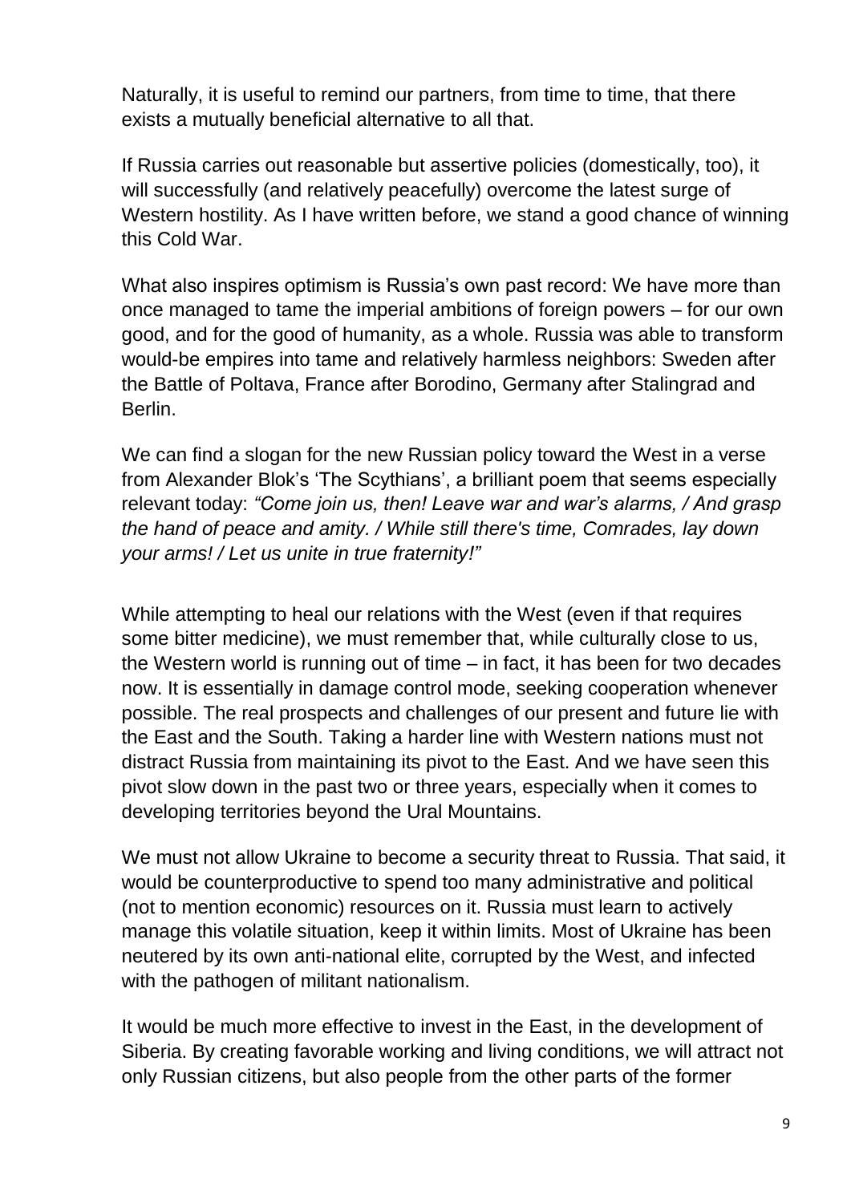Naturally, it is useful to remind our partners, from time to time, that there exists a mutually beneficial alternative to all that.

If Russia carries out reasonable but assertive policies (domestically, too), it will successfully (and relatively peacefully) overcome the latest surge of Western hostility. As I have written before, we stand a good chance of winning this Cold War.

What also inspires optimism is Russia's own past record: We have more than once managed to tame the imperial ambitions of foreign powers – for our own good, and for the good of humanity, as a whole. Russia was able to transform would-be empires into tame and relatively harmless neighbors: Sweden after the Battle of Poltava, France after Borodino, Germany after Stalingrad and Berlin.

We can find a slogan for the new Russian policy toward the West in a verse from Alexander Blok's 'The Scythians', a brilliant poem that seems especially relevant today: *"Come join us, then! Leave war and war's alarms, / And grasp the hand of peace and amity. / While still there's time, Comrades, lay down your arms! / Let us unite in true fraternity!"*

While attempting to heal our relations with the West (even if that requires some bitter medicine), we must remember that, while culturally close to us, the Western world is running out of time – in fact, it has been for two decades now. It is essentially in damage control mode, seeking cooperation whenever possible. The real prospects and challenges of our present and future lie with the East and the South. Taking a harder line with Western nations must not distract Russia from maintaining its pivot to the East. And we have seen this pivot slow down in the past two or three years, especially when it comes to developing territories beyond the Ural Mountains.

We must not allow Ukraine to become a security threat to Russia. That said, it would be counterproductive to spend too many administrative and political (not to mention economic) resources on it. Russia must learn to actively manage this volatile situation, keep it within limits. Most of Ukraine has been neutered by its own anti-national elite, corrupted by the West, and infected with the pathogen of militant nationalism.

It would be much more effective to invest in the East, in the development of Siberia. By creating favorable working and living conditions, we will attract not only Russian citizens, but also people from the other parts of the former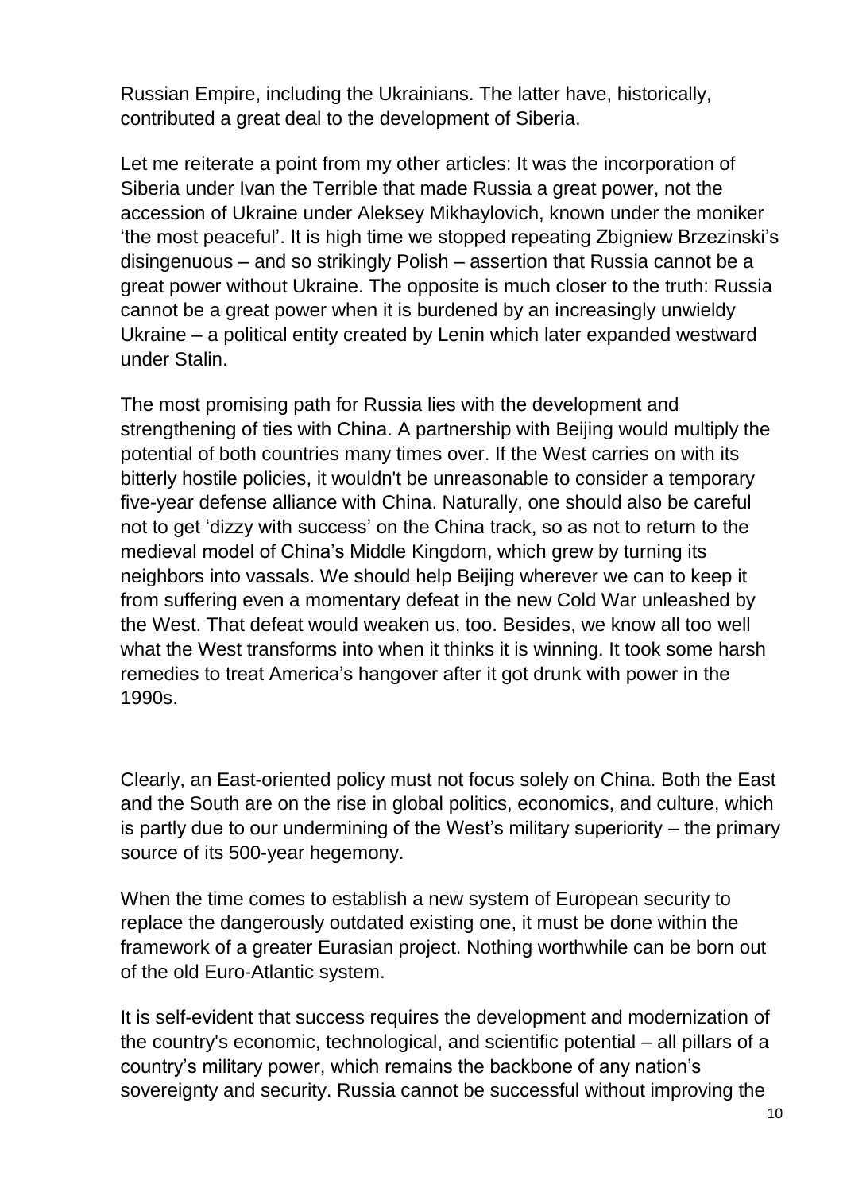Russian Empire, including the Ukrainians. The latter have, historically, contributed a great deal to the development of Siberia.

Let me reiterate a point from my other articles: It was the incorporation of Siberia under Ivan the Terrible that made Russia a great power, not the accession of Ukraine under Aleksey Mikhaylovich, known under the moniker 'the most peaceful'. It is high time we stopped repeating Zbigniew Brzezinski's disingenuous – and so strikingly Polish – assertion that Russia cannot be a great power without Ukraine. The opposite is much closer to the truth: Russia cannot be a great power when it is burdened by an increasingly unwieldy Ukraine – a political entity created by Lenin which later expanded westward under Stalin.

The most promising path for Russia lies with the development and strengthening of ties with China. A partnership with Beijing would multiply the potential of both countries many times over. If the West carries on with its bitterly hostile policies, it wouldn't be unreasonable to consider a temporary five-year defense alliance with China. Naturally, one should also be careful not to get 'dizzy with success' on the China track, so as not to return to the medieval model of China's Middle Kingdom, which grew by turning its neighbors into vassals. We should help Beijing wherever we can to keep it from suffering even a momentary defeat in the new Cold War unleashed by the West. That defeat would weaken us, too. Besides, we know all too well what the West transforms into when it thinks it is winning. It took some harsh remedies to treat America's hangover after it got drunk with power in the 1990s.

Clearly, an East-oriented policy must not focus solely on China. Both the East and the South are on the rise in global politics, economics, and culture, which is partly due to our undermining of the West's military superiority – the primary source of its 500-year hegemony.

When the time comes to establish a new system of European security to replace the dangerously outdated existing one, it must be done within the framework of a greater Eurasian project. Nothing worthwhile can be born out of the old Euro-Atlantic system.

It is self-evident that success requires the development and modernization of the country's economic, technological, and scientific potential – all pillars of a country's military power, which remains the backbone of any nation's sovereignty and security. Russia cannot be successful without improving the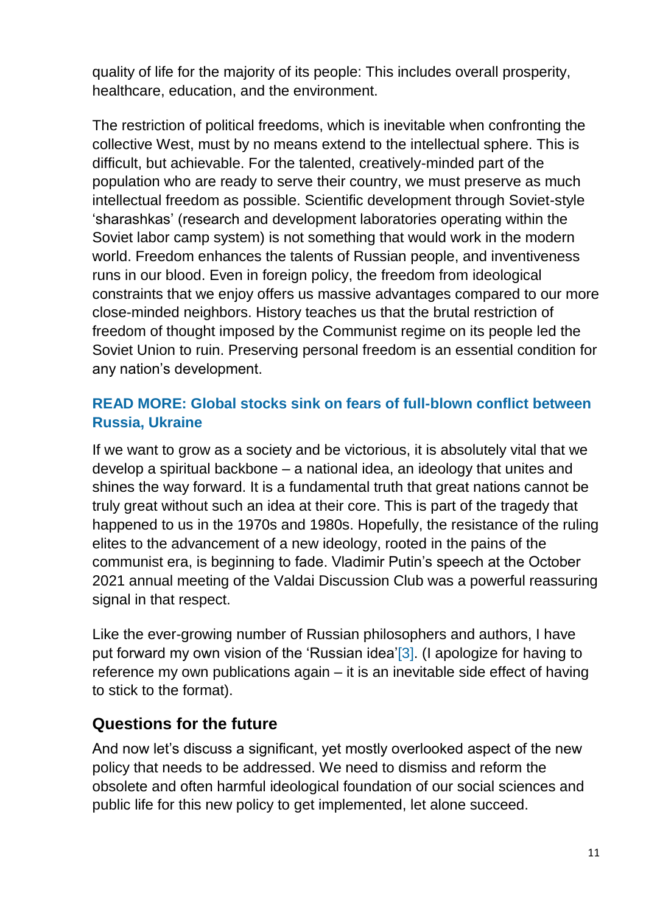quality of life for the majority of its people: This includes overall prosperity, healthcare, education, and the environment.

The restriction of political freedoms, which is inevitable when confronting the collective West, must by no means extend to the intellectual sphere. This is difficult, but achievable. For the talented, creatively-minded part of the population who are ready to serve their country, we must preserve as much intellectual freedom as possible. Scientific development through Soviet-style 'sharashkas' (research and development laboratories operating within the Soviet labor camp system) is not something that would work in the modern world. Freedom enhances the talents of Russian people, and inventiveness runs in our blood. Even in foreign policy, the freedom from ideological constraints that we enjoy offers us massive advantages compared to our more close-minded neighbors. History teaches us that the brutal restriction of freedom of thought imposed by the Communist regime on its people led the Soviet Union to ruin. Preserving personal freedom is an essential condition for any nation's development.

**READ MORE: Global stocks sink on fears of full-blown conflict between Russia, Ukraine**

If we want to grow as a society and be victorious, it is absolutely vital that we develop a spiritual backbone – a national idea, an ideology that unites and shines the way forward. It is a fundamental truth that great nations cannot be truly great without such an idea at their core. This is part of the tragedy that happened to us in the 1970s and 1980s. Hopefully, the resistance of the ruling elites to the advancement of a new ideology, rooted in the pains of the communist era, is beginning to fade. Vladimir Putin's speech at the October 2021 annual meeting of the Valdai Discussion Club was a powerful reassuring signal in that respect.

Like the ever-growing number of Russian philosophers and authors, I have put forward my own vision of the 'Russian idea'[3]. (I apologize for having to reference my own publications again – it is an inevitable side effect of having to stick to the format).

## Questions for the future

And now let's discuss a significant, yet mostly overlooked aspect of the new policy that needs to be addressed. We need to dismiss and reform the obsolete and often harmful ideological foundation of our social sciences and public life for this new policy to get implemented, let alone succeed.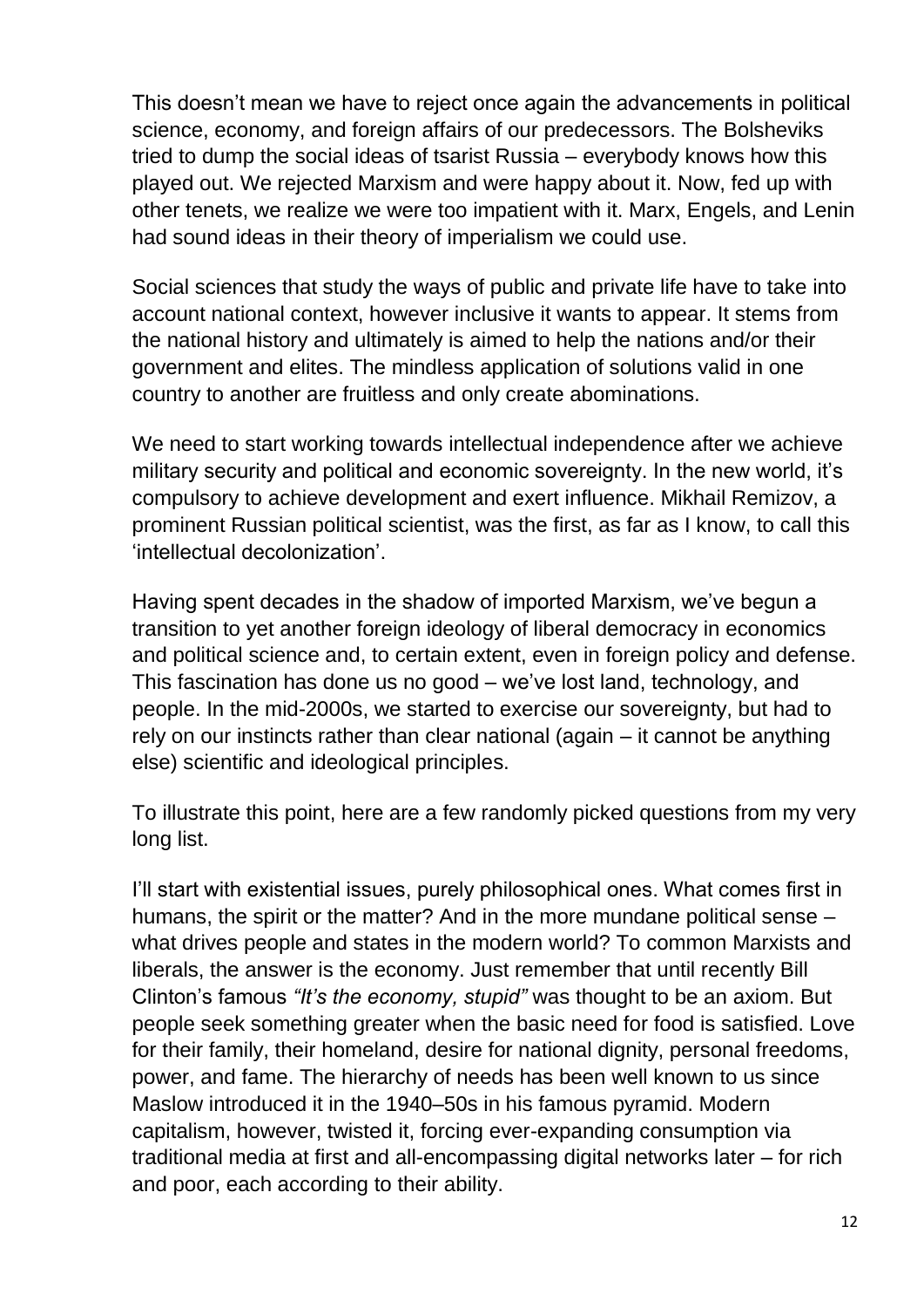This doesn't mean we have to reject once again the advancements in political science, economy, and foreign affairs of our predecessors. The Bolsheviks tried to dump the social ideas of tsarist Russia – everybody knows how this played out. We rejected Marxism and were happy about it. Now, fed up with other tenets, we realize we were too impatient with it. Marx, Engels, and Lenin had sound ideas in their theory of imperialism we could use.

Social sciences that study the ways of public and private life have to take into account national context, however inclusive it wants to appear. It stems from the national history and ultimately is aimed to help the nations and/or their government and elites. The mindless application of solutions valid in one country to another are fruitless and only create abominations.

We need to start working towards intellectual independence after we achieve military security and political and economic sovereignty. In the new world, it's compulsory to achieve development and exert influence. Mikhail Remizov, a prominent Russian political scientist, was the first, as far as I know, to call this 'intellectual decolonization'.

Having spent decades in the shadow of imported Marxism, we've begun a transition to yet another foreign ideology of liberal democracy in economics and political science and, to certain extent, even in foreign policy and defense. This fascination has done us no good – we've lost land, technology, and people. In the mid-2000s, we started to exercise our sovereignty, but had to rely on our instincts rather than clear national (again – it cannot be anything else) scientific and ideological principles.

To illustrate this point, here are a few randomly picked questions from my very long list.

I'll start with existential issues, purely philosophical ones. What comes first in humans, the spirit or the matter? And in the more mundane political sense – what drives people and states in the modern world? To common Marxists and liberals, the answer is the economy. Just remember that until recently Bill Clinton's famous *"It's the economy, stupid"* was thought to be an axiom. But people seek something greater when the basic need for food is satisfied. Love for their family, their homeland, desire for national dignity, personal freedoms, power, and fame. The hierarchy of needs has been well known to us since Maslow introduced it in the 1940–50s in his famous pyramid. Modern capitalism, however, twisted it, forcing ever-expanding consumption via traditional media at first and all-encompassing digital networks later – for rich and poor, each according to their ability.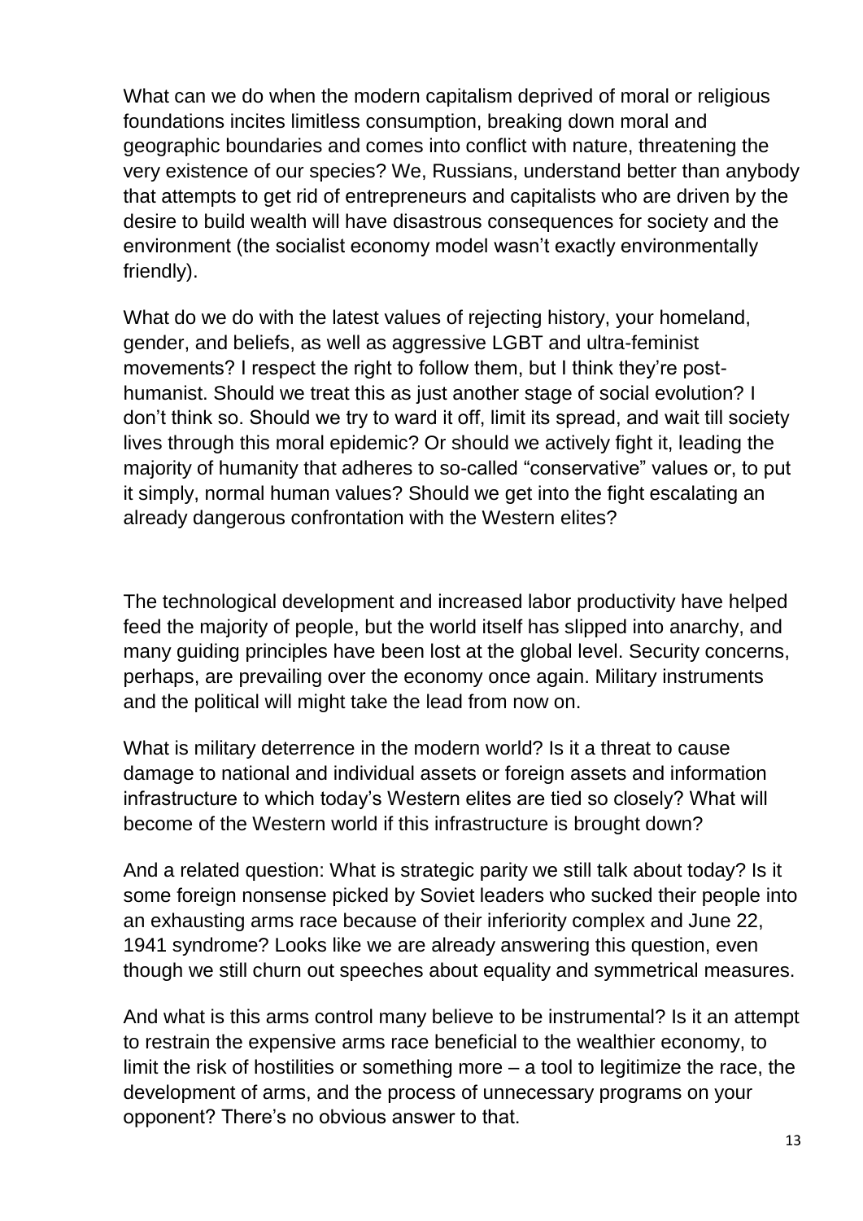What can we do when the modern capitalism deprived of moral or religious foundations incites limitless consumption, breaking down moral and geographic boundaries and comes into conflict with nature, threatening the very existence of our species? We, Russians, understand better than anybody that attempts to get rid of entrepreneurs and capitalists who are driven by the desire to build wealth will have disastrous consequences for society and the environment (the socialist economy model wasn't exactly environmentally friendly).

What do we do with the latest values of rejecting history, your homeland, gender, and beliefs, as well as aggressive LGBT and ultra-feminist movements? I respect the right to follow them, but I think they're post-humanist. Should we treat this as just another stage of social evolution? I don't think so. Should we try to ward it off, limit its spread, and wait till society lives through this moral epidemic? Or should we actively fight it, leading the majority of humanity that adheres to so-called "conservative" values or, to put it simply, normal human values? Should we get into the fight escalating an already dangerous confrontation with the Western elites?

The technological development and increased labor productivity have helped feed the majority of people, but the world itself has slipped into anarchy, and many guiding principles have been lost at the global level. Security concerns, perhaps, are prevailing over the economy once again. Military instruments and the political will might take the lead from now on.

What is military deterrence in the modern world? Is it a threat to cause damage to national and individual assets or foreign assets and information infrastructure to which today's Western elites are tied so closely? What will become of the Western world if this infrastructure is brought down?

And a related question: What is strategic parity we still talk about today? Is it some foreign nonsense picked by Soviet leaders who sucked their people into an exhausting arms race because of their inferiority complex and June 22, 1941 syndrome? Looks like we are already answering this question, even though we still churn out speeches about equality and symmetrical measures.

And what is this arms control many believe to be instrumental? Is it an attempt to restrain the expensive arms race beneficial to the wealthier economy, to limit the risk of hostilities or something more – a tool to legitimize the race, the development of arms, and the process of unnecessary programs on your opponent? There's no obvious answer to that.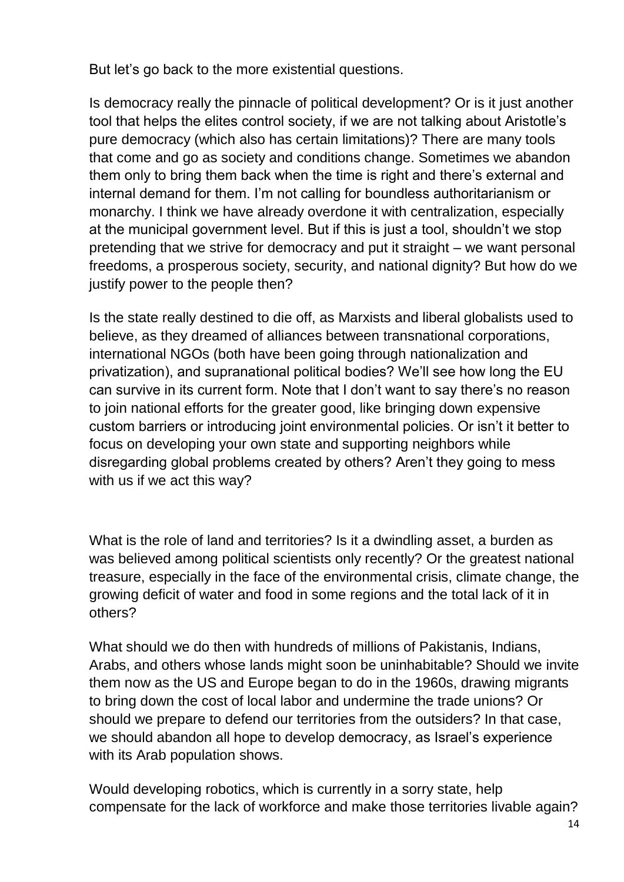But let's go back to the more existential questions.

Is democracy really the pinnacle of political development? Or is it just another tool that helps the elites control society, if we are not talking about Aristotle's pure democracy (which also has certain limitations)? There are many tools that come and go as society and conditions change. Sometimes we abandon them only to bring them back when the time is right and there's external and internal demand for them. I'm not calling for boundless authoritarianism or monarchy. I think we have already overdone it with centralization, especially at the municipal government level. But if this is just a tool, shouldn't we stop pretending that we strive for democracy and put it straight – we want personal freedoms, a prosperous society, security, and national dignity? But how do we justify power to the people then?

Is the state really destined to die off, as Marxists and liberal globalists used to believe, as they dreamed of alliances between transnational corporations, international NGOs (both have been going through nationalization and privatization), and supranational political bodies? We'll see how long the EU can survive in its current form. Note that I don't want to say there's no reason to join national efforts for the greater good, like bringing down expensive custom barriers or introducing joint environmental policies. Or isn't it better to focus on developing your own state and supporting neighbors while disregarding global problems created by others? Aren't they going to mess with us if we act this way?

What is the role of land and territories? Is it a dwindling asset, a burden as was believed among political scientists only recently? Or the greatest national treasure, especially in the face of the environmental crisis, climate change, the growing deficit of water and food in some regions and the total lack of it in others?

What should we do then with hundreds of millions of Pakistanis, Indians, Arabs, and others whose lands might soon be uninhabitable? Should we invite them now as the US and Europe began to do in the 1960s, drawing migrants to bring down the cost of local labor and undermine the trade unions? Or should we prepare to defend our territories from the outsiders? In that case, we should abandon all hope to develop democracy, as Israel's experience with its Arab population shows.

Would developing robotics, which is currently in a sorry state, help compensate for the lack of workforce and make those territories livable again?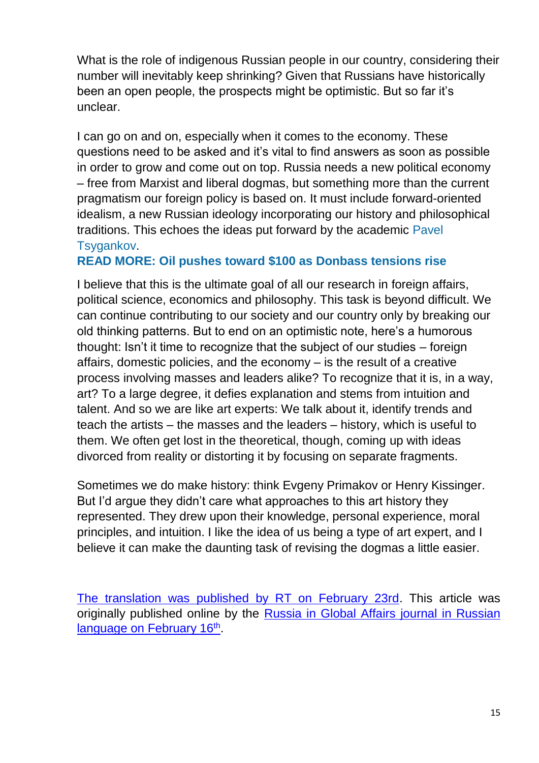What is the role of indigenous Russian people in our country, considering their number will inevitably keep shrinking? Given that Russians have historically been an open people, the prospects might be optimistic. But so far it's unclear.

I can go on and on, especially when it comes to the economy. These questions need to be asked and it's vital to find answers as soon as possible in order to grow and come out on top. Russia needs a new political economy – free from Marxist and liberal dogmas, but something more than the current pragmatism our foreign policy is based on. It must include forward-oriented idealism, a new Russian ideology incorporating our history and philosophical traditions. This echoes the ideas put forward by the academic Pavel Tsygankov.

**READ MORE: Oil pushes toward $100 as Donbass tensions rise**

I believe that this is the ultimate goal of all our research in foreign affairs, political science, economics and philosophy. This task is beyond difficult. We can continue contributing to our society and our country only by breaking our old thinking patterns. But to end on an optimistic note, here's a humorous thought: Isn't it time to recognize that the subject of our studies – foreign affairs, domestic policies, and the economy – is the result of a creative process involving masses and leaders alike? To recognize that it is, in a way, art? To a large degree, it defies explanation and stems from intuition and talent. And so we are like art experts: We talk about it, identify trends and teach the artists – the masses and the leaders – history, which is useful to them. We often get lost in the theoretical, though, coming up with ideas divorced from reality or distorting it by focusing on separate fragments.

Sometimes we do make history: think Evgeny Primakov or Henry Kissinger. But I'd argue they didn't care what approaches to this art history they represented. They drew upon their knowledge, personal experience, moral principles, and intuition. I like the idea of us being a type of art expert, and I believe it can make the daunting task of revising the dogmas a little easier.

The translation was published by RT on February 23rd. This article was originally published online by the Russia in Global Affairs journal in Russian language on February 16th.